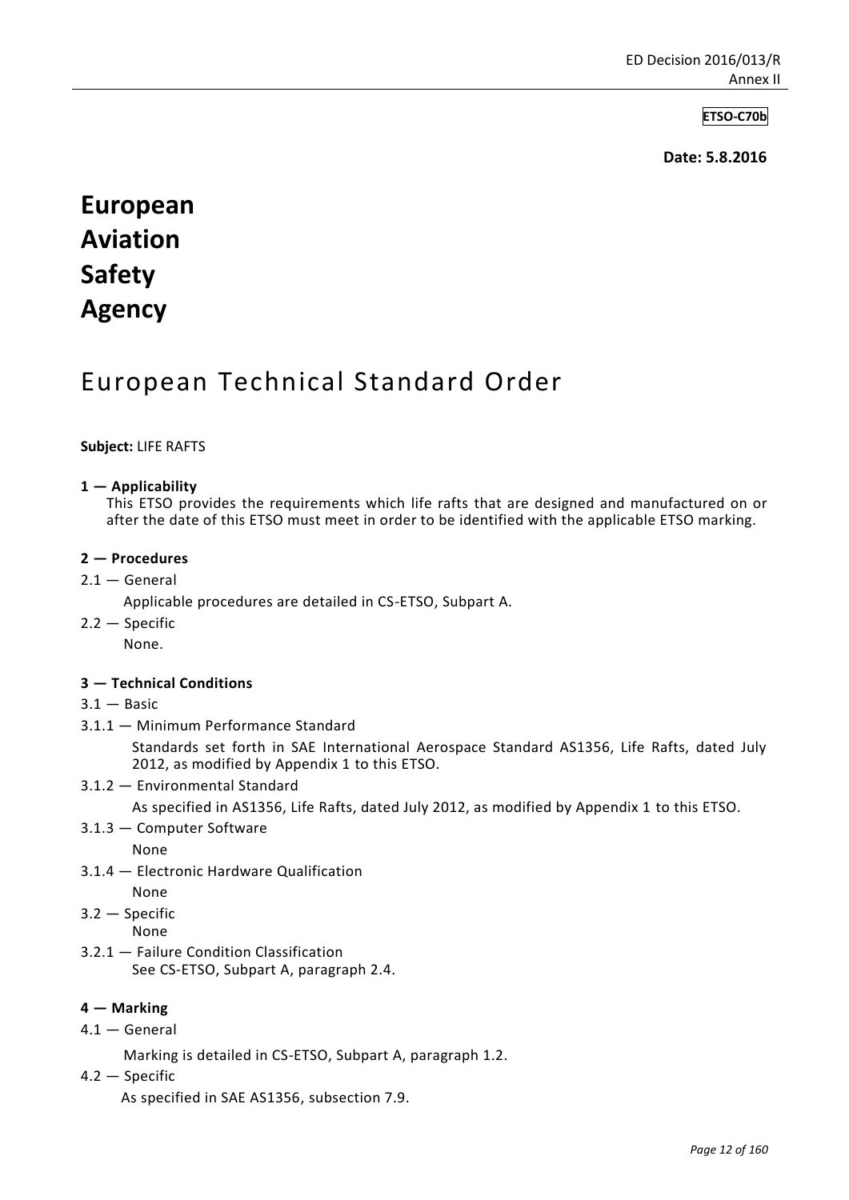**ETSO-C70b**

**Date: 5.8.2016**

# European Aviation Safety Agency

# European Technical Standard Order

**Subject:** LIFE RAFTS

**1 — Applicability**

This ETSO provides the requirements which life rafts that are designed and manufactured on or after the date of this ETSO must meet in order to be identified with the applicable ETSO marking.

**2 — Procedures**

2.1 — General

Applicable procedures are detailed in CS-ETSO, Subpart A.

2.2 — Specific

None.

**3 — Technical Conditions**

3.1 — Basic

3.1.1 — Minimum Performance Standard

Standards set forth in SAE International Aerospace Standard AS1356, Life Rafts, dated July 2012, as modified by Appendix 1 to this ETSO.

3.1.2 — Environmental Standard

As specified in AS1356, Life Rafts, dated July 2012, as modified by Appendix 1 to this ETSO.

3.1.3 — Computer Software

None

3.1.4 — Electronic Hardware Qualification

None

3.2 — Specific

None

3.2.1 — Failure Condition Classification

See CS-ETSO, Subpart A, paragraph 2.4.

**4 — Marking**

4.1 — General

Marking is detailed in CS-ETSO, Subpart A, paragraph 1.2.

4.2 — Specific

As specified in SAE AS1356, subsection 7.9.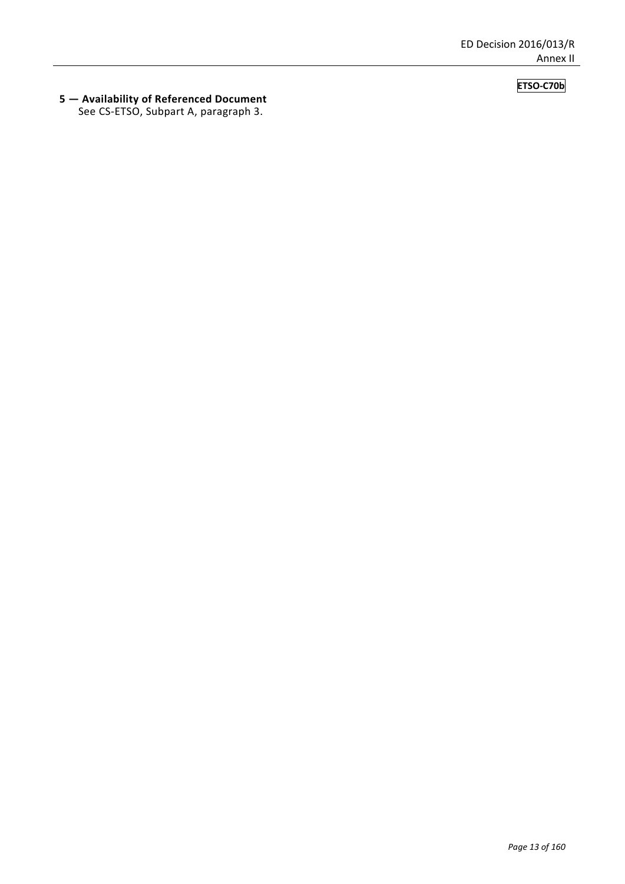**ETSO-C70b**

## 5 — Availability of Referenced Document

See CS-ETSO, Subpart A, paragraph 3.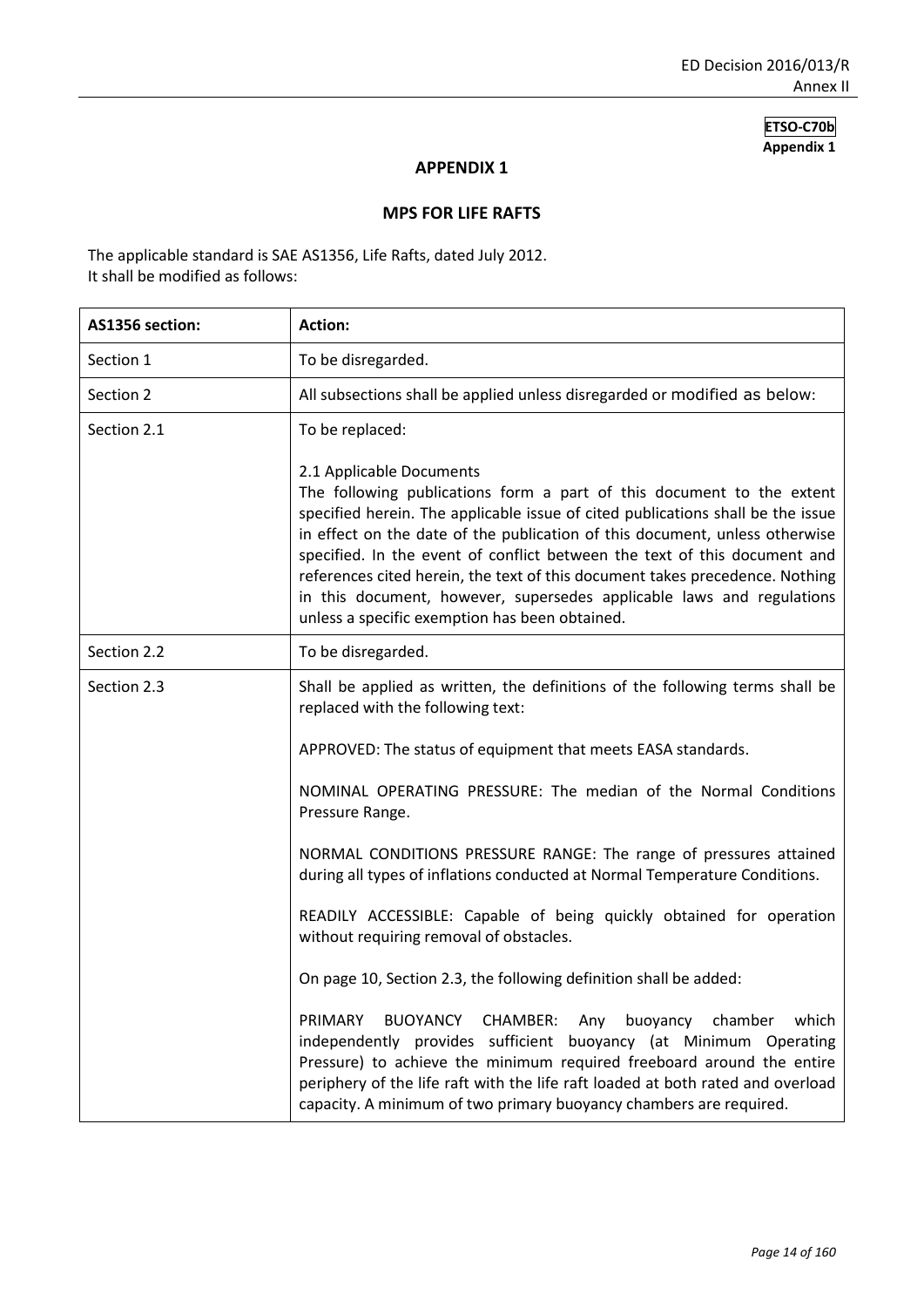**ETSO-C70b**
**Appendix 1**

## APPENDIX 1

## MPS FOR LIFE RAFTS

The applicable standard is SAE AS1356, Life Rafts, dated July 2012.
It shall be modified as follows:

| AS1356 section: | Action: |
|---|---|
| Section 1 | To be disregarded. |
| Section 2 | All subsections shall be applied unless disregarded or modified as below: |
| Section 2.1 | To be replaced:<br><br>2.1 Applicable Documents<br>The following publications form a part of this document to the extent specified herein. The applicable issue of cited publications shall be the issue in effect on the date of the publication of this document, unless otherwise specified. In the event of conflict between the text of this document and references cited herein, the text of this document takes precedence. Nothing in this document, however, supersedes applicable laws and regulations unless a specific exemption has been obtained. |
| Section 2.2 | To be disregarded. |
| Section 2.3 | Shall be applied as written, the definitions of the following terms shall be replaced with the following text:<br><br>APPROVED: The status of equipment that meets EASA standards.<br><br>NOMINAL OPERATING PRESSURE: The median of the Normal Conditions Pressure Range.<br><br>NORMAL CONDITIONS PRESSURE RANGE: The range of pressures attained during all types of inflations conducted at Normal Temperature Conditions.<br><br>READILY ACCESSIBLE: Capable of being quickly obtained for operation without requiring removal of obstacles.<br><br>On page 10, Section 2.3, the following definition shall be added:<br><br>PRIMARY BUOYANCY CHAMBER: Any buoyancy chamber which independently provides sufficient buoyancy (at Minimum Operating Pressure) to achieve the minimum required freeboard around the entire periphery of the life raft with the life raft loaded at both rated and overload capacity. A minimum of two primary buoyancy chambers are required. |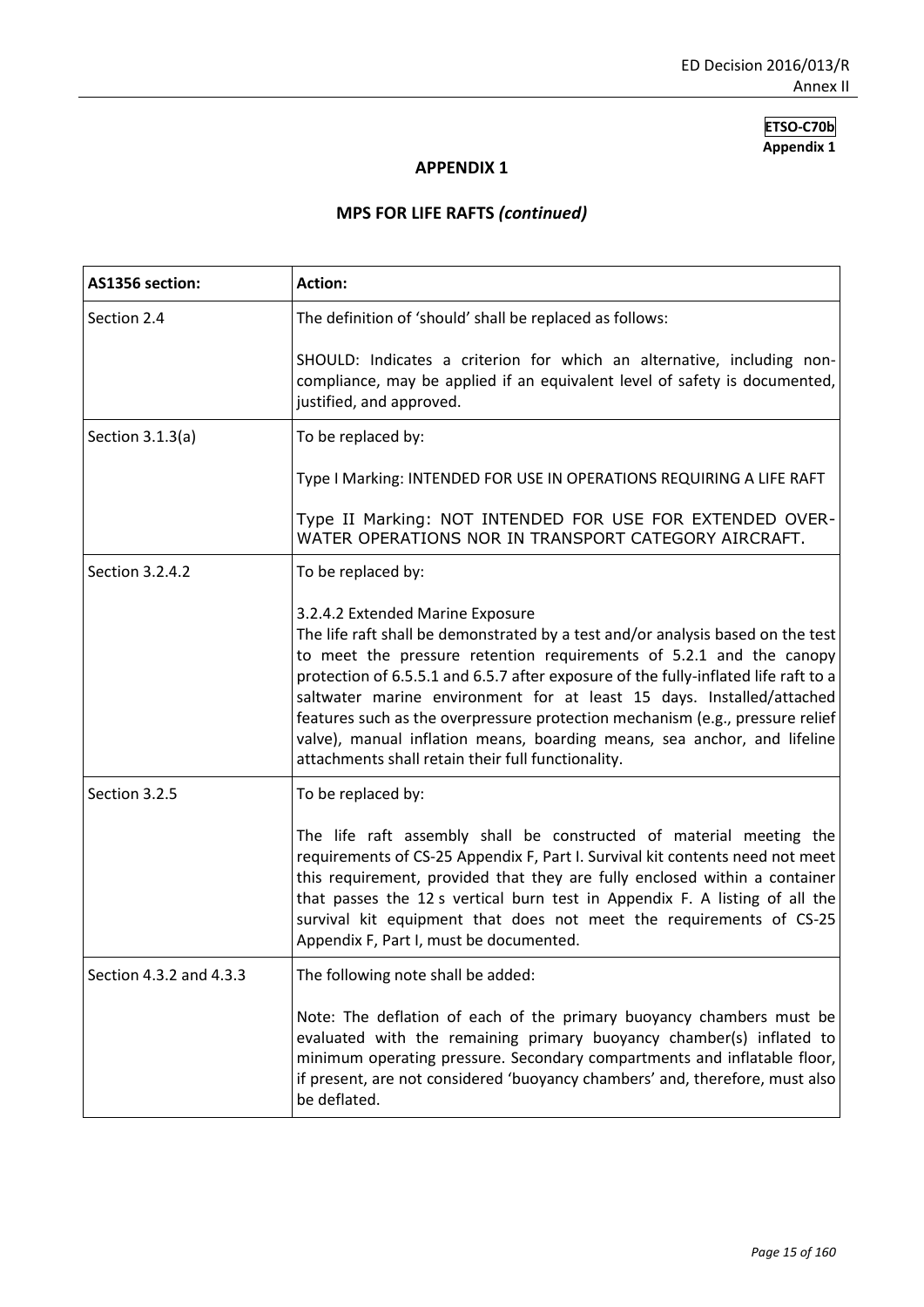**ETSO-C70b**
**Appendix 1**

## APPENDIX 1

## MPS FOR LIFE RAFTS *(continued)*

| AS1356 section: | Action: |
|---|---|
| Section 2.4 | The definition of 'should' shall be replaced as follows:<br><br>SHOULD: Indicates a criterion for which an alternative, including non-compliance, may be applied if an equivalent level of safety is documented, justified, and approved. |
| Section 3.1.3(a) | To be replaced by:<br><br>Type I Marking: INTENDED FOR USE IN OPERATIONS REQUIRING A LIFE RAFT<br><br>Type II Marking: NOT INTENDED FOR USE FOR EXTENDED OVER-WATER OPERATIONS NOR IN TRANSPORT CATEGORY AIRCRAFT. |
| Section 3.2.4.2 | To be replaced by:<br><br>3.2.4.2 Extended Marine Exposure<br>The life raft shall be demonstrated by a test and/or analysis based on the test to meet the pressure retention requirements of 5.2.1 and the canopy protection of 6.5.5.1 and 6.5.7 after exposure of the fully-inflated life raft to a saltwater marine environment for at least 15 days. Installed/attached features such as the overpressure protection mechanism (e.g., pressure relief valve), manual inflation means, boarding means, sea anchor, and lifeline attachments shall retain their full functionality. |
| Section 3.2.5 | To be replaced by:<br><br>The life raft assembly shall be constructed of material meeting the requirements of CS-25 Appendix F, Part I. Survival kit contents need not meet this requirement, provided that they are fully enclosed within a container that passes the 12 s vertical burn test in Appendix F. A listing of all the survival kit equipment that does not meet the requirements of CS-25 Appendix F, Part I, must be documented. |
| Section 4.3.2 and 4.3.3 | The following note shall be added:<br><br>Note: The deflation of each of the primary buoyancy chambers must be evaluated with the remaining primary buoyancy chamber(s) inflated to minimum operating pressure. Secondary compartments and inflatable floor, if present, are not considered 'buoyancy chambers' and, therefore, must also be deflated. |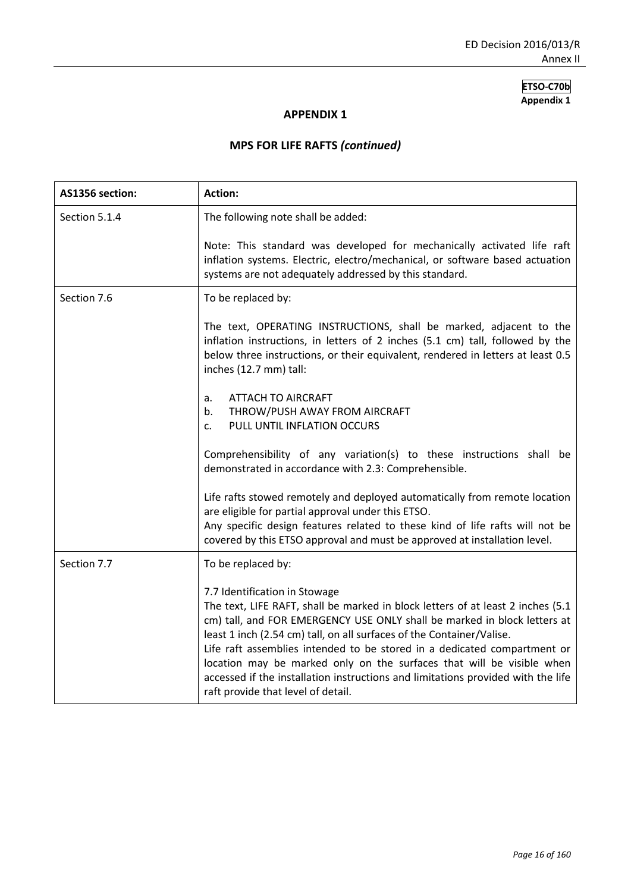**ETSO-C70b**
**Appendix 1**

## APPENDIX 1

## MPS FOR LIFE RAFTS *(continued)*

| AS1356 section: | Action: |
|---|---|
| Section 5.1.4 | The following note shall be added:<br><br>Note: This standard was developed for mechanically activated life raft inflation systems. Electric, electro/mechanical, or software based actuation systems are not adequately addressed by this standard. |
| Section 7.6 | To be replaced by:<br><br>The text, OPERATING INSTRUCTIONS, shall be marked, adjacent to the inflation instructions, in letters of 2 inches (5.1 cm) tall, followed by the below three instructions, or their equivalent, rendered in letters at least 0.5 inches (12.7 mm) tall:<br><br>a. ATTACH TO AIRCRAFT<br>b. THROW/PUSH AWAY FROM AIRCRAFT<br>c. PULL UNTIL INFLATION OCCURS<br><br>Comprehensibility of any variation(s) to these instructions shall be demonstrated in accordance with 2.3: Comprehensible.<br><br>Life rafts stowed remotely and deployed automatically from remote location are eligible for partial approval under this ETSO.<br>Any specific design features related to these kind of life rafts will not be covered by this ETSO approval and must be approved at installation level. |
| Section 7.7 | To be replaced by:<br><br>7.7 Identification in Stowage<br>The text, LIFE RAFT, shall be marked in block letters of at least 2 inches (5.1 cm) tall, and FOR EMERGENCY USE ONLY shall be marked in block letters at least 1 inch (2.54 cm) tall, on all surfaces of the Container/Valise.<br>Life raft assemblies intended to be stored in a dedicated compartment or location may be marked only on the surfaces that will be visible when accessed if the installation instructions and limitations provided with the life raft provide that level of detail. |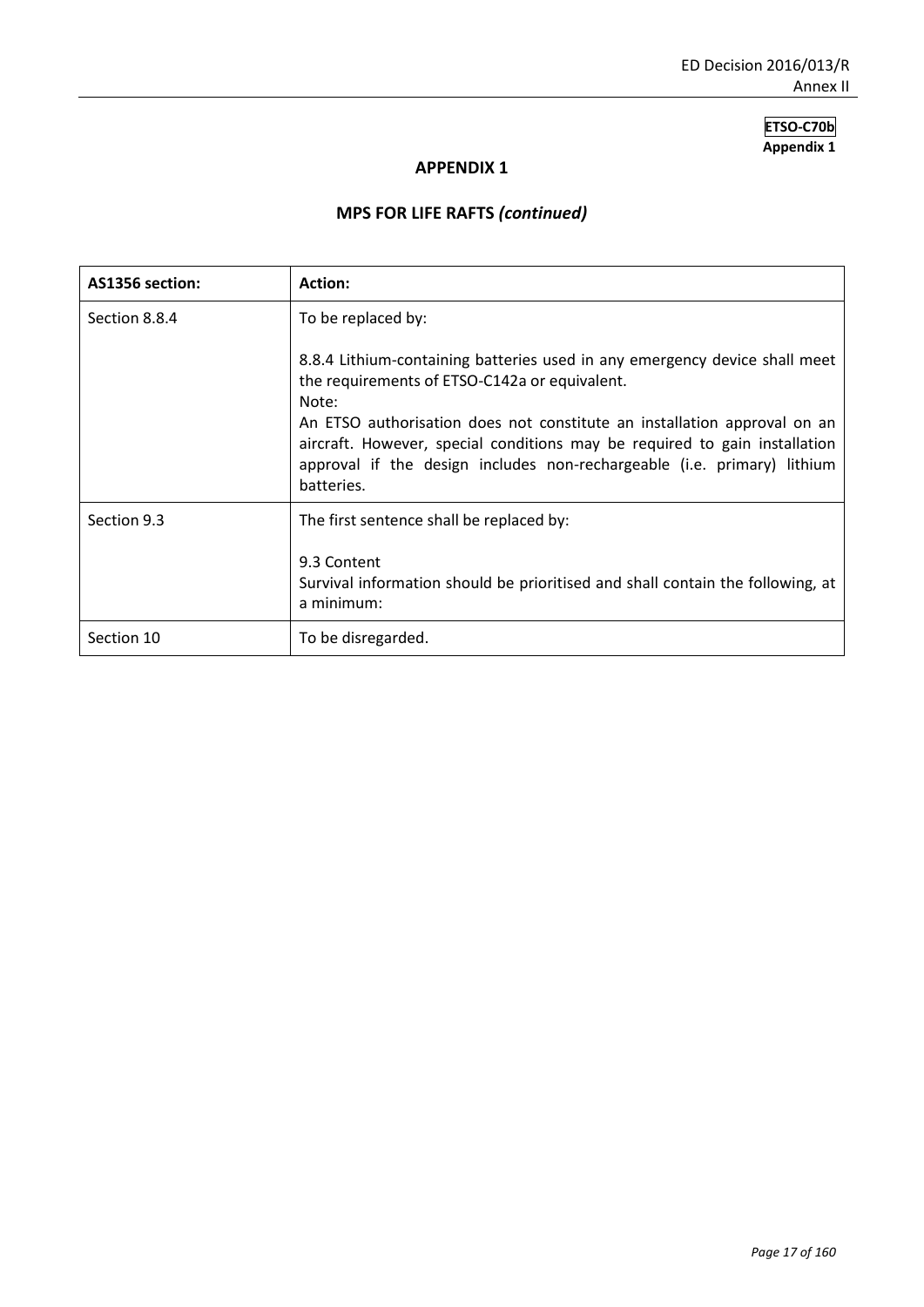**ETSO-C70b**
**Appendix 1**

## APPENDIX 1

## MPS FOR LIFE RAFTS *(continued)*

| AS1356 section: | Action: |
| --- | --- |
| Section 8.8.4 | To be replaced by:<br><br>8.8.4 Lithium-containing batteries used in any emergency device shall meet the requirements of ETSO-C142a or equivalent.<br>Note:<br>An ETSO authorisation does not constitute an installation approval on an aircraft. However, special conditions may be required to gain installation approval if the design includes non-rechargeable (i.e. primary) lithium batteries. |
| Section 9.3 | The first sentence shall be replaced by:<br><br>9.3 Content<br>Survival information should be prioritised and shall contain the following, at a minimum: |
| Section 10 | To be disregarded. |